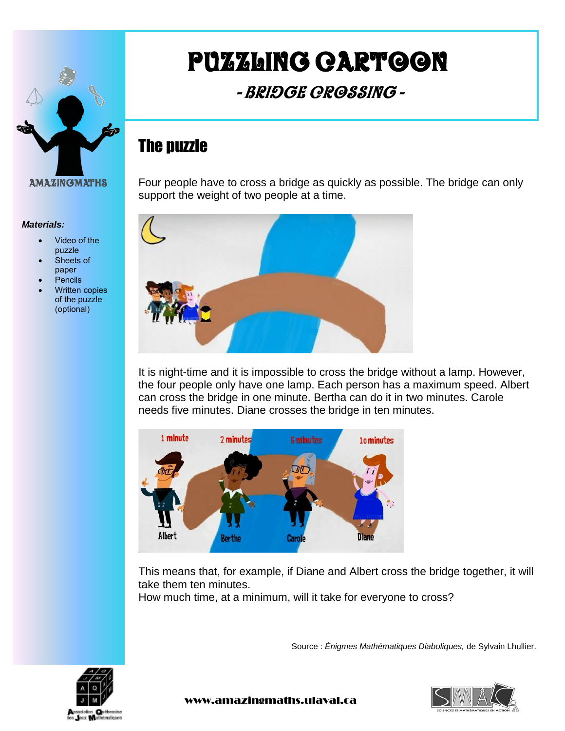# PUZZLING CARTOON

## - BRIDGE CROSSING -

AMAZINGMATHS

***Materials:***

- Video of the puzzle
- Sheets of paper
- Pencils
- Written copies of the puzzle (optional)

## The puzzle

Four people have to cross a bridge as quickly as possible. The bridge can only support the weight of two people at a time.

It is night-time and it is impossible to cross the bridge without a lamp. However, the four people only have one lamp. Each person has a maximum speed. Albert can cross the bridge in one minute. Bertha can do it in two minutes. Carole needs five minutes. Diane crosses the bridge in ten minutes.

This means that, for example, if Diane and Albert cross the bridge together, it will take them ten minutes.
How much time, at a minimum, will it take for everyone to cross?

Source : *Énigmes Mathématiques Diaboliques,* de Sylvain Lhullier.

www.amazingmaths.ulaval.ca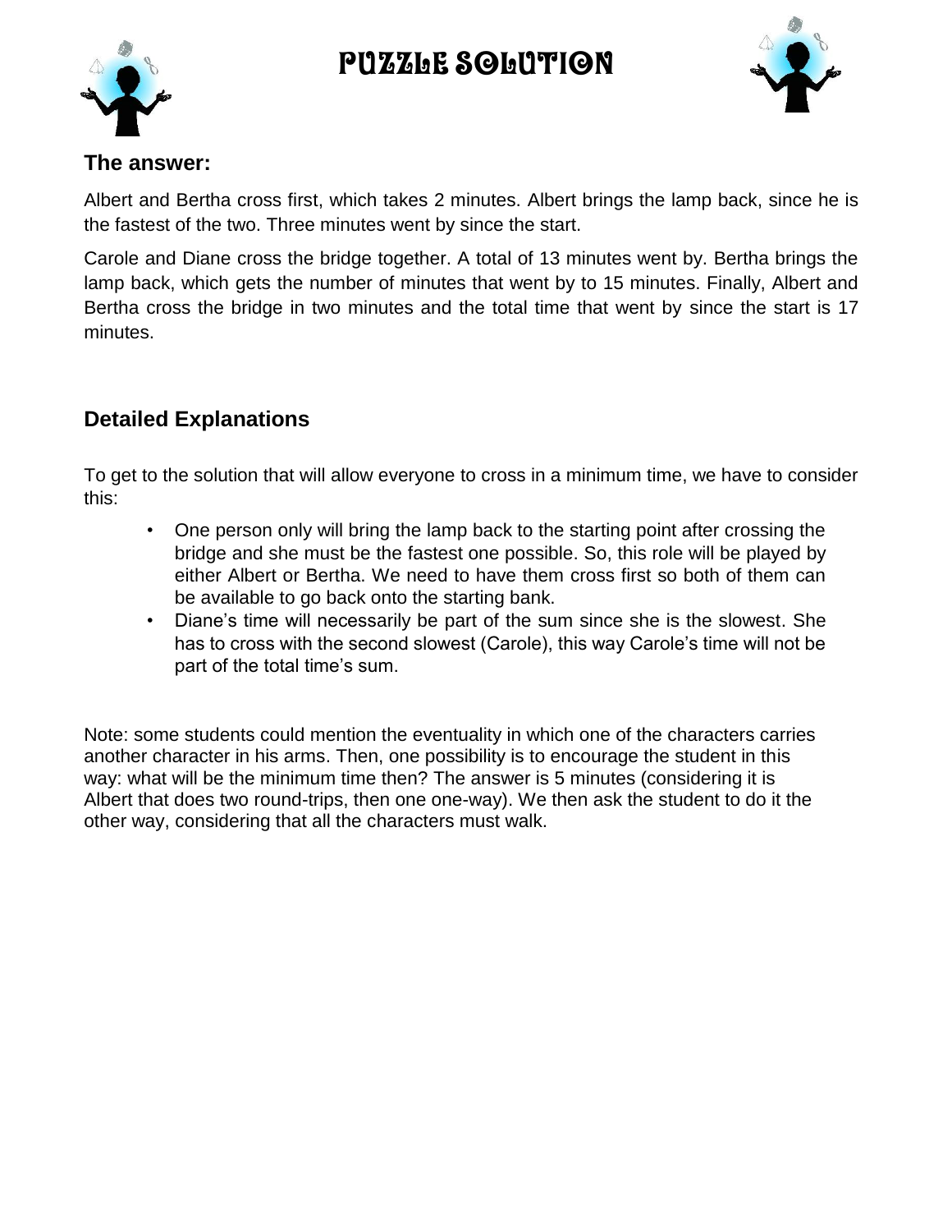# PUZZLE SOLUTION

## The answer:

Albert and Bertha cross first, which takes 2 minutes. Albert brings the lamp back, since he is the fastest of the two. Three minutes went by since the start.

Carole and Diane cross the bridge together. A total of 13 minutes went by. Bertha brings the lamp back, which gets the number of minutes that went by to 15 minutes. Finally, Albert and Bertha cross the bridge in two minutes and the total time that went by since the start is 17 minutes.

## Detailed Explanations

To get to the solution that will allow everyone to cross in a minimum time, we have to consider this:

- One person only will bring the lamp back to the starting point after crossing the bridge and she must be the fastest one possible. So, this role will be played by either Albert or Bertha. We need to have them cross first so both of them can be available to go back onto the starting bank.
- Diane's time will necessarily be part of the sum since she is the slowest. She has to cross with the second slowest (Carole), this way Carole's time will not be part of the total time's sum.

Note: some students could mention the eventuality in which one of the characters carries another character in his arms. Then, one possibility is to encourage the student in this way: what will be the minimum time then? The answer is 5 minutes (considering it is Albert that does two round-trips, then one one-way). We then ask the student to do it the other way, considering that all the characters must walk.